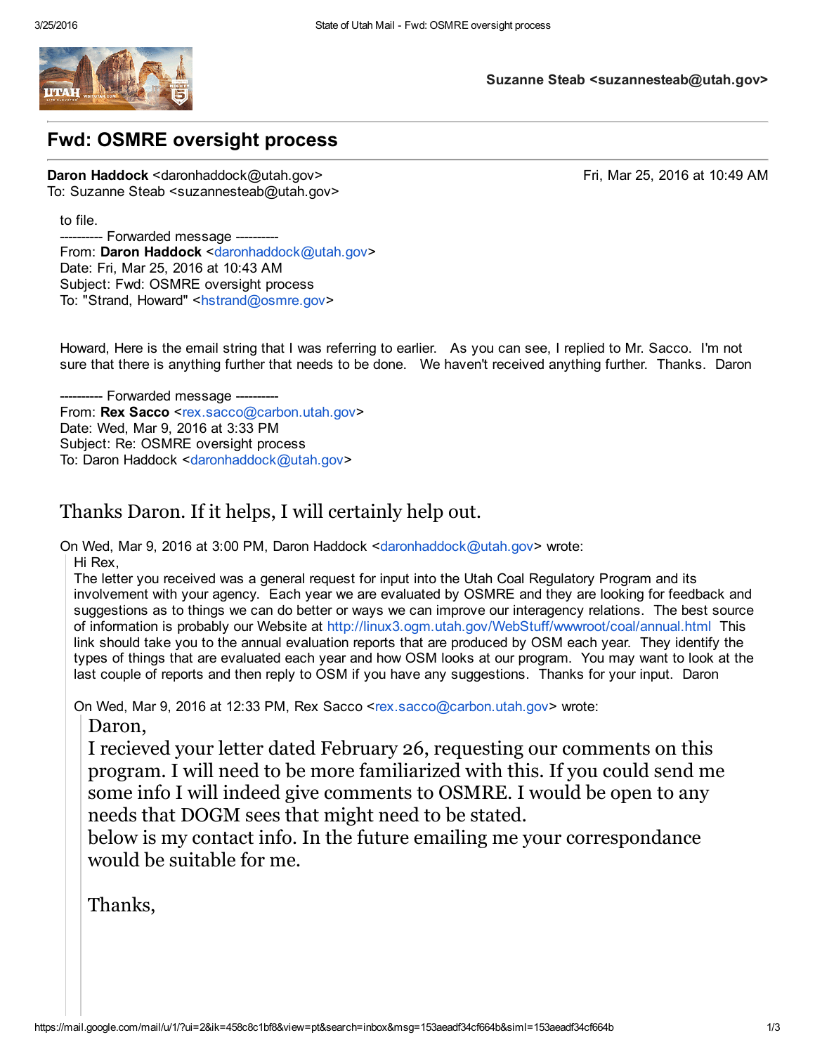Suzanne Steab <suzannesteab@utah.gov>

# Fwd: OSMRE oversight process

**Daron Haddock** <daronhaddock@utah.gov> — Fri, Mar 25, 2016 at 10:49 AM
To: Suzanne Steab <suzannesteab@utah.gov>

to file.
---------- Forwarded message ----------
From: **Daron Haddock** <daronhaddock@utah.gov>
Date: Fri, Mar 25, 2016 at 10:43 AM
Subject: Fwd: OSMRE oversight process
To: "Strand, Howard" <hstrand@osmre.gov>

Howard, Here is the email string that I was referring to earlier. As you can see, I replied to Mr. Sacco. I'm not sure that there is anything further that needs to be done. We haven't received anything further. Thanks. Daron

---------- Forwarded message ----------
From: **Rex Sacco** <rex.sacco@carbon.utah.gov>
Date: Wed, Mar 9, 2016 at 3:33 PM
Subject: Re: OSMRE oversight process
To: Daron Haddock <daronhaddock@utah.gov>

Thanks Daron. If it helps, I will certainly help out.

On Wed, Mar 9, 2016 at 3:00 PM, Daron Haddock <daronhaddock@utah.gov> wrote:

> Hi Rex,
> The letter you received was a general request for input into the Utah Coal Regulatory Program and its involvement with your agency. Each year we are evaluated by OSMRE and they are looking for feedback and suggestions as to things we can do better or ways we can improve our interagency relations. The best source of information is probably our Website at http://linux3.ogm.utah.gov/WebStuff/wwwroot/coal/annual.html This link should take you to the annual evaluation reports that are produced by OSM each year. They identify the types of things that are evaluated each year and how OSM looks at our program. You may want to look at the last couple of reports and then reply to OSM if you have any suggestions. Thanks for your input. Daron
>
> On Wed, Mar 9, 2016 at 12:33 PM, Rex Sacco <rex.sacco@carbon.utah.gov> wrote:
>
> > Daron,
> > I recieved your letter dated February 26, requesting our comments on this program. I will need to be more familiarized with this. If you could send me some info I will indeed give comments to OSMRE. I would be open to any needs that DOGM sees that might need to be stated.
> > below is my contact info. In the future emailing me your correspondance would be suitable for me.
> >
> > Thanks,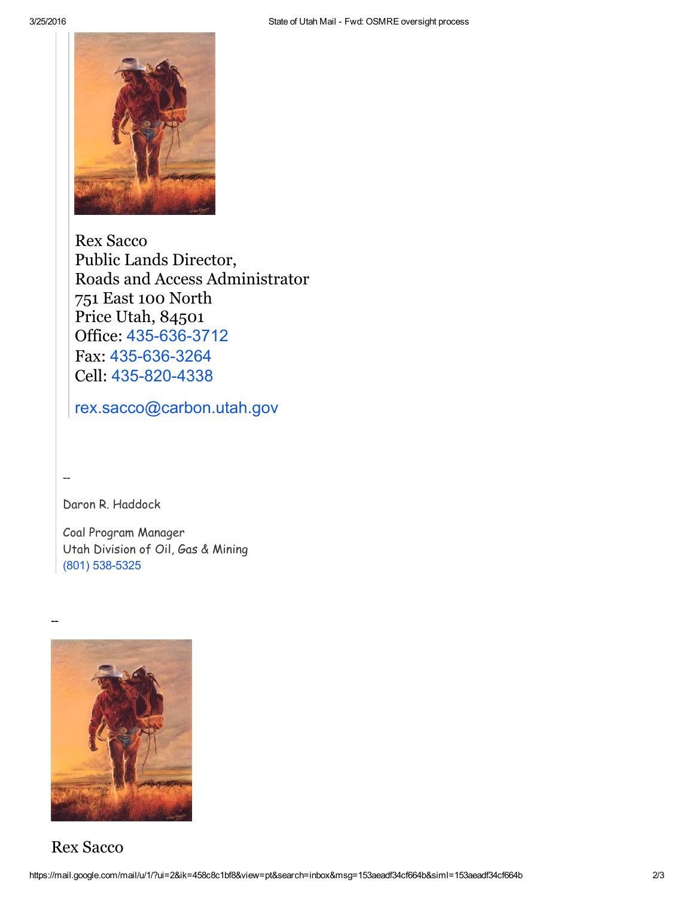Rex Sacco
Public Lands Director,
Roads and Access Administrator
751 East 100 North
Price Utah, 84501
Office: 435-636-3712
Fax: 435-636-3264
Cell: 435-820-4338

rex.sacco@carbon.utah.gov

--

Daron R. Haddock

Coal Program Manager
Utah Division of Oil, Gas & Mining
(801) 538-5325

--

Rex Sacco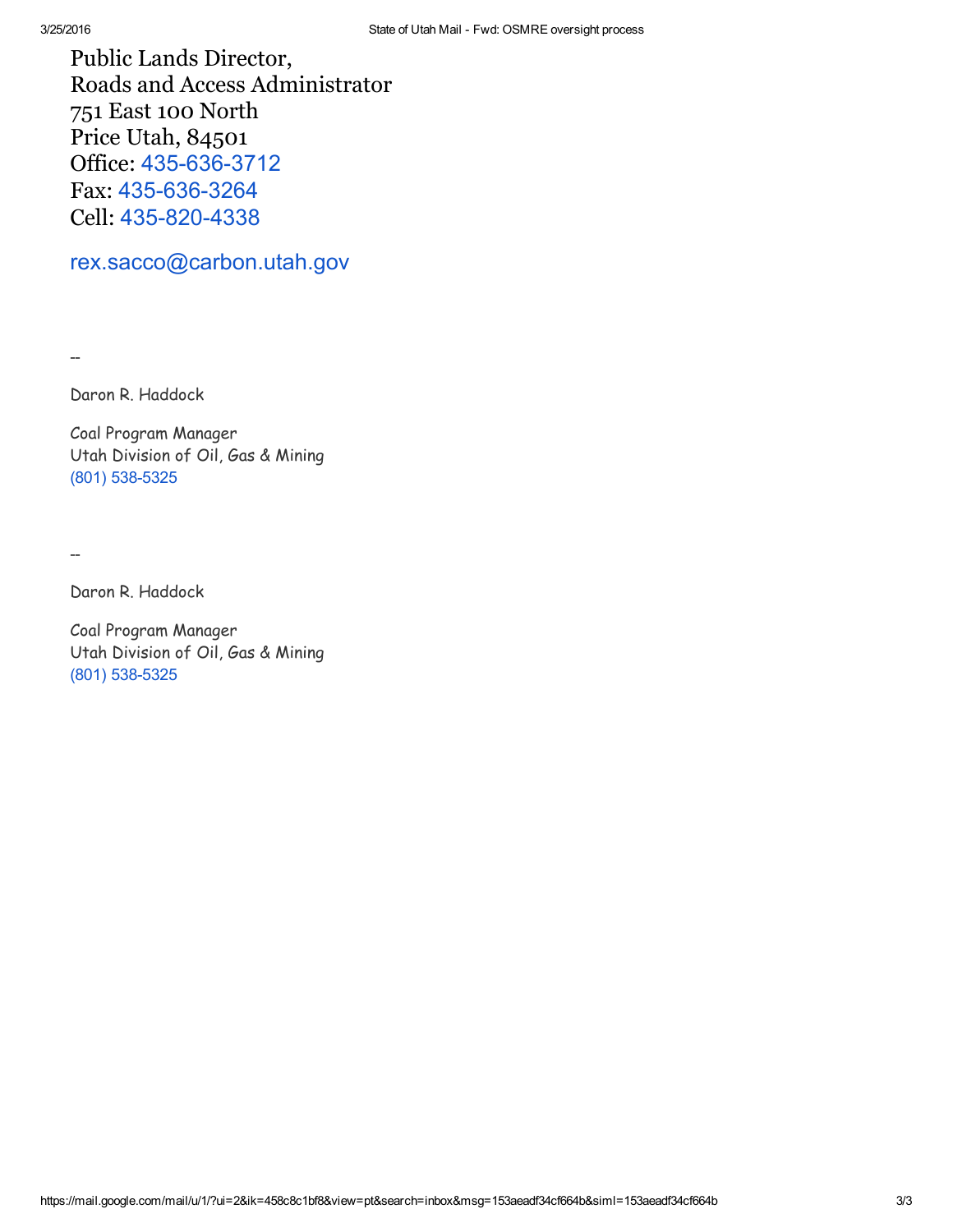Public Lands Director,
Roads and Access Administrator
751 East 100 North
Price Utah, 84501
Office: 435-636-3712
Fax: 435-636-3264
Cell: 435-820-4338

rex.sacco@carbon.utah.gov

--

Daron R. Haddock

Coal Program Manager
Utah Division of Oil, Gas & Mining
(801) 538-5325

--

Daron R. Haddock

Coal Program Manager
Utah Division of Oil, Gas & Mining
(801) 538-5325